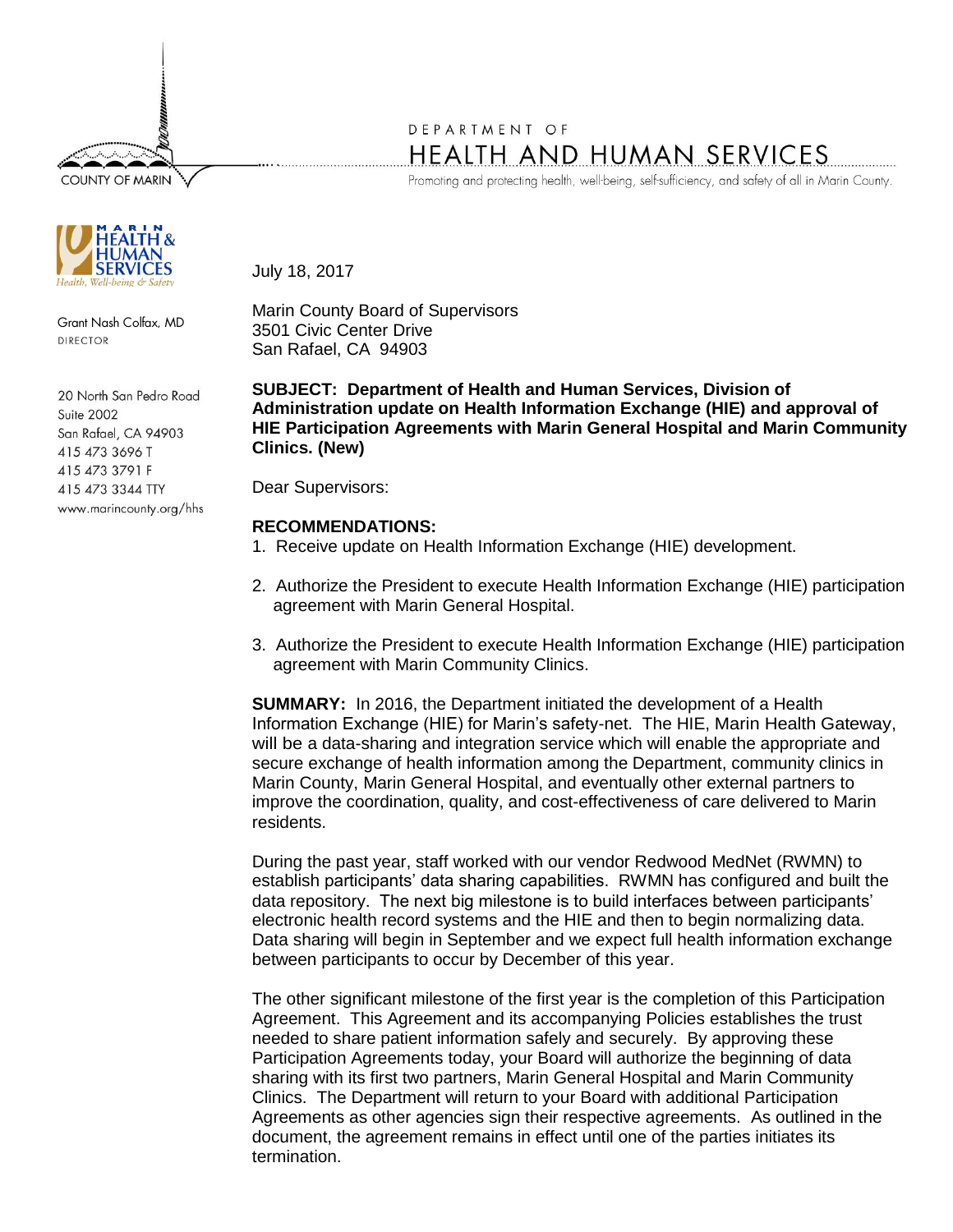COUNTY OF MARIN

DEPARTMENT OF
HEALTH AND HUMAN SERVICES
Promoting and protecting health, well-being, self-sufficiency, and safety of all in Marin County.

MARIN HEALTH & HUMAN SERVICES
Health, Well-being & Safety

Grant Nash Colfax, MD
DIRECTOR

20 North San Pedro Road
Suite 2002
San Rafael, CA 94903
415 473 3696 T
415 473 3791 F
415 473 3344 TTY
www.marincounty.org/hhs

July 18, 2017

Marin County Board of Supervisors
3501 Civic Center Drive
San Rafael, CA 94903

**SUBJECT: Department of Health and Human Services, Division of Administration update on Health Information Exchange (HIE) and approval of HIE Participation Agreements with Marin General Hospital and Marin Community Clinics. (New)**

Dear Supervisors:

**RECOMMENDATIONS:**

1. Receive update on Health Information Exchange (HIE) development.
2. Authorize the President to execute Health Information Exchange (HIE) participation agreement with Marin General Hospital.
3. Authorize the President to execute Health Information Exchange (HIE) participation agreement with Marin Community Clinics.

**SUMMARY:** In 2016, the Department initiated the development of a Health Information Exchange (HIE) for Marin's safety-net. The HIE, Marin Health Gateway, will be a data-sharing and integration service which will enable the appropriate and secure exchange of health information among the Department, community clinics in Marin County, Marin General Hospital, and eventually other external partners to improve the coordination, quality, and cost-effectiveness of care delivered to Marin residents.

During the past year, staff worked with our vendor Redwood MedNet (RWMN) to establish participants' data sharing capabilities. RWMN has configured and built the data repository. The next big milestone is to build interfaces between participants' electronic health record systems and the HIE and then to begin normalizing data. Data sharing will begin in September and we expect full health information exchange between participants to occur by December of this year.

The other significant milestone of the first year is the completion of this Participation Agreement. This Agreement and its accompanying Policies establishes the trust needed to share patient information safely and securely. By approving these Participation Agreements today, your Board will authorize the beginning of data sharing with its first two partners, Marin General Hospital and Marin Community Clinics. The Department will return to your Board with additional Participation Agreements as other agencies sign their respective agreements. As outlined in the document, the agreement remains in effect until one of the parties initiates its termination.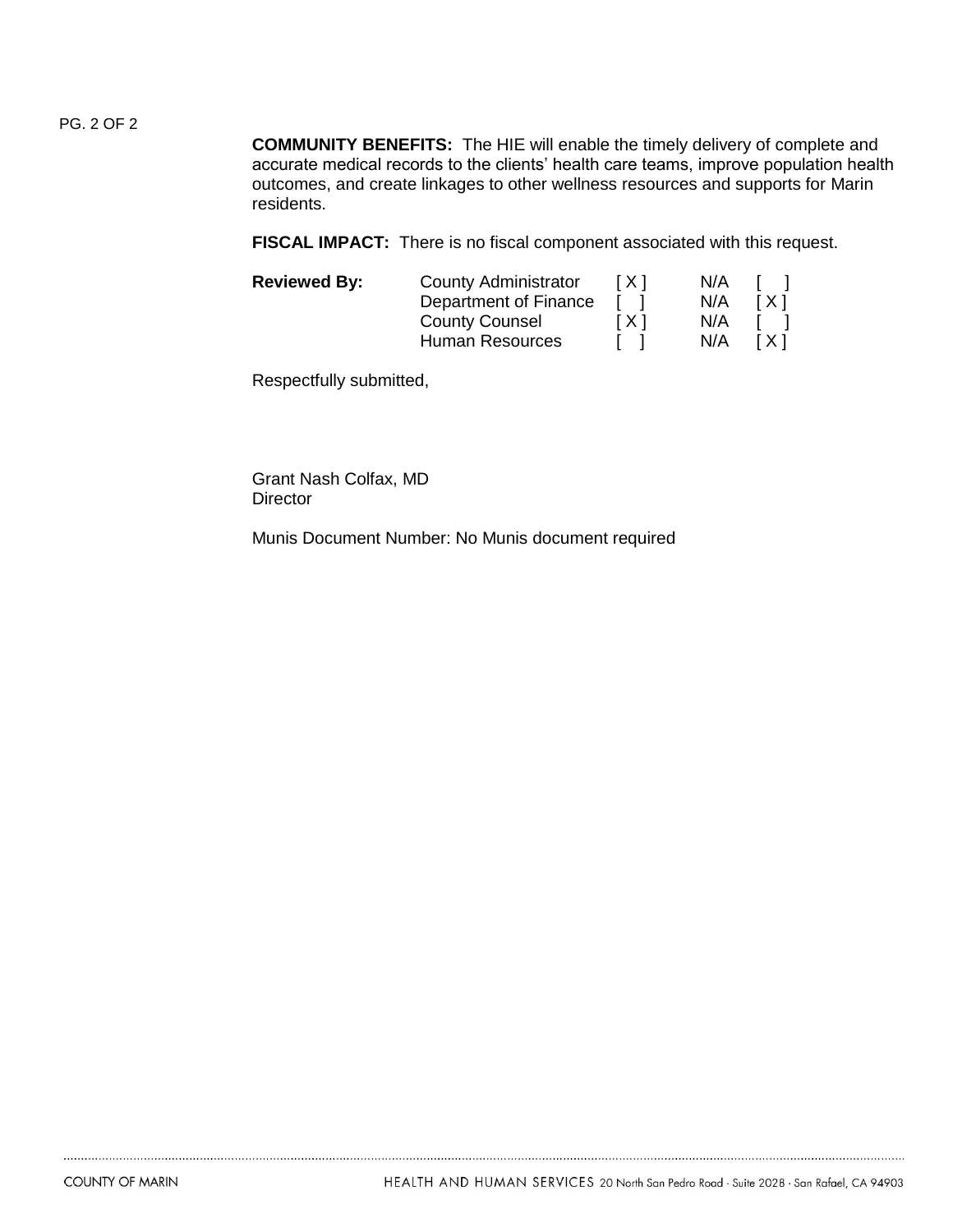**COMMUNITY BENEFITS:** The HIE will enable the timely delivery of complete and accurate medical records to the clients' health care teams, improve population health outcomes, and create linkages to other wellness resources and supports for Marin residents.

**FISCAL IMPACT:** There is no fiscal component associated with this request.

| **Reviewed By:** | | | | |
|---|---|---|---|---|
| | County Administrator | [ X ] | N/A | [ ] |
| | Department of Finance | [ ] | N/A | [ X ] |
| | County Counsel | [ X ] | N/A | [ ] |
| | Human Resources | [ ] | N/A | [ X ] |

Respectfully submitted,

Grant Nash Colfax, MD
Director

Munis Document Number: No Munis document required